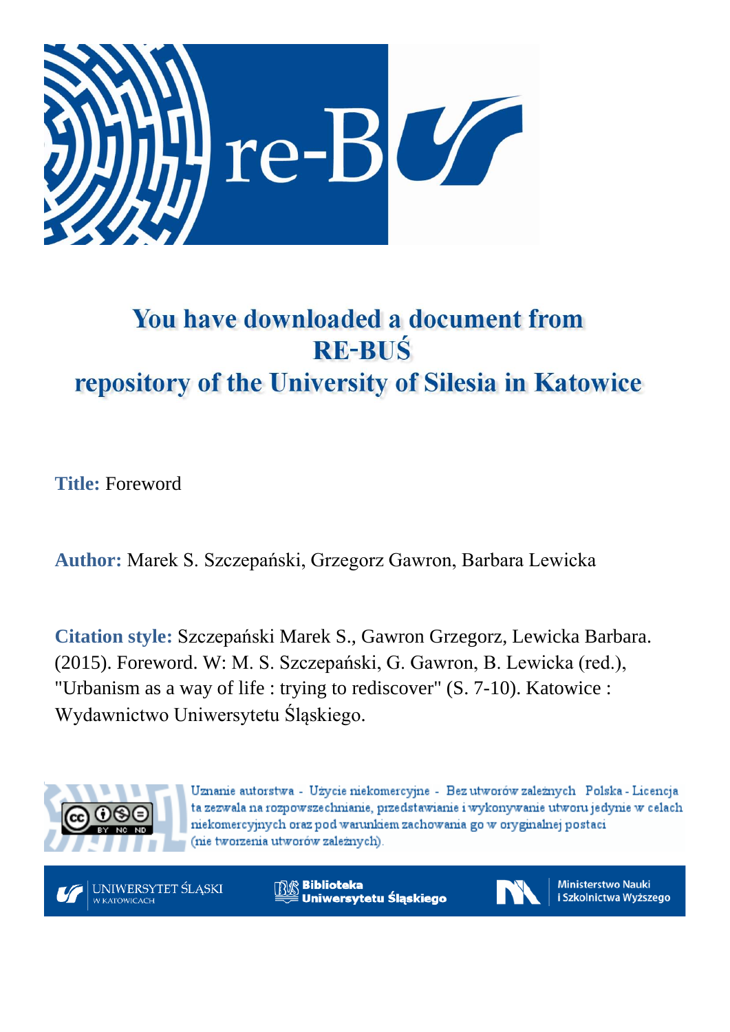# You have downloaded a document from RE-BUŚ repository of the University of Silesia in Katowice

**Title:** Foreword

**Author:** Marek S. Szczepański, Grzegorz Gawron, Barbara Lewicka

**Citation style:** Szczepański Marek S., Gawron Grzegorz, Lewicka Barbara. (2015). Foreword. W: M. S. Szczepański, G. Gawron, B. Lewicka (red.), "Urbanism as a way of life : trying to rediscover" (S. 7-10). Katowice : Wydawnictwo Uniwersytetu Śląskiego.

Uznanie autorstwa - Użycie niekomercyjne - Bez utworów zależnych Polska - Licencja ta zezwala na rozpowszechnianie, przedstawianie i wykonywanie utworu jedynie w celach niekomercyjnych oraz pod warunkiem zachowania go w oryginalnej postaci (nie tworzenia utworów zależnych).

UNIWERSYTET ŚLĄSKI W KATOWICACH | Biblioteka Uniwersytetu Śląskiego | Ministerstwo Nauki i Szkolnictwa Wyższego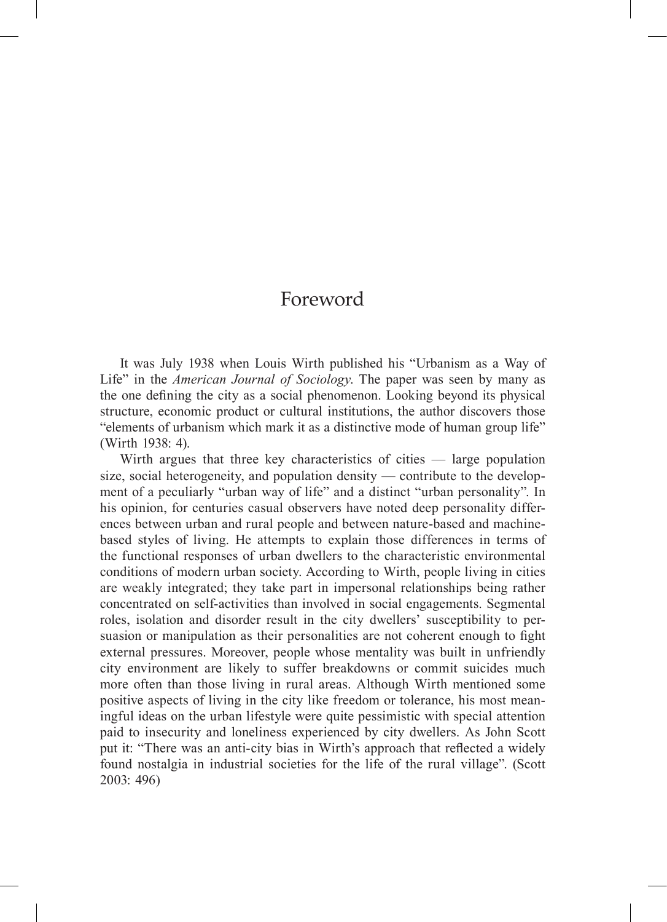# Foreword

It was July 1938 when Louis Wirth published his "Urbanism as a Way of Life" in the *American Journal of Sociology*. The paper was seen by many as the one defining the city as a social phenomenon. Looking beyond its physical structure, economic product or cultural institutions, the author discovers those "elements of urbanism which mark it as a distinctive mode of human group life" (Wirth 1938: 4).

Wirth argues that three key characteristics of cities — large population size, social heterogeneity, and population density — contribute to the development of a peculiarly "urban way of life" and a distinct "urban personality". In his opinion, for centuries casual observers have noted deep personality differences between urban and rural people and between nature-based and machine-based styles of living. He attempts to explain those differences in terms of the functional responses of urban dwellers to the characteristic environmental conditions of modern urban society. According to Wirth, people living in cities are weakly integrated; they take part in impersonal relationships being rather concentrated on self-activities than involved in social engagements. Segmental roles, isolation and disorder result in the city dwellers' susceptibility to persuasion or manipulation as their personalities are not coherent enough to fight external pressures. Moreover, people whose mentality was built in unfriendly city environment are likely to suffer breakdowns or commit suicides much more often than those living in rural areas. Although Wirth mentioned some positive aspects of living in the city like freedom or tolerance, his most meaningful ideas on the urban lifestyle were quite pessimistic with special attention paid to insecurity and loneliness experienced by city dwellers. As John Scott put it: "There was an anti-city bias in Wirth's approach that reflected a widely found nostalgia in industrial societies for the life of the rural village". (Scott 2003: 496)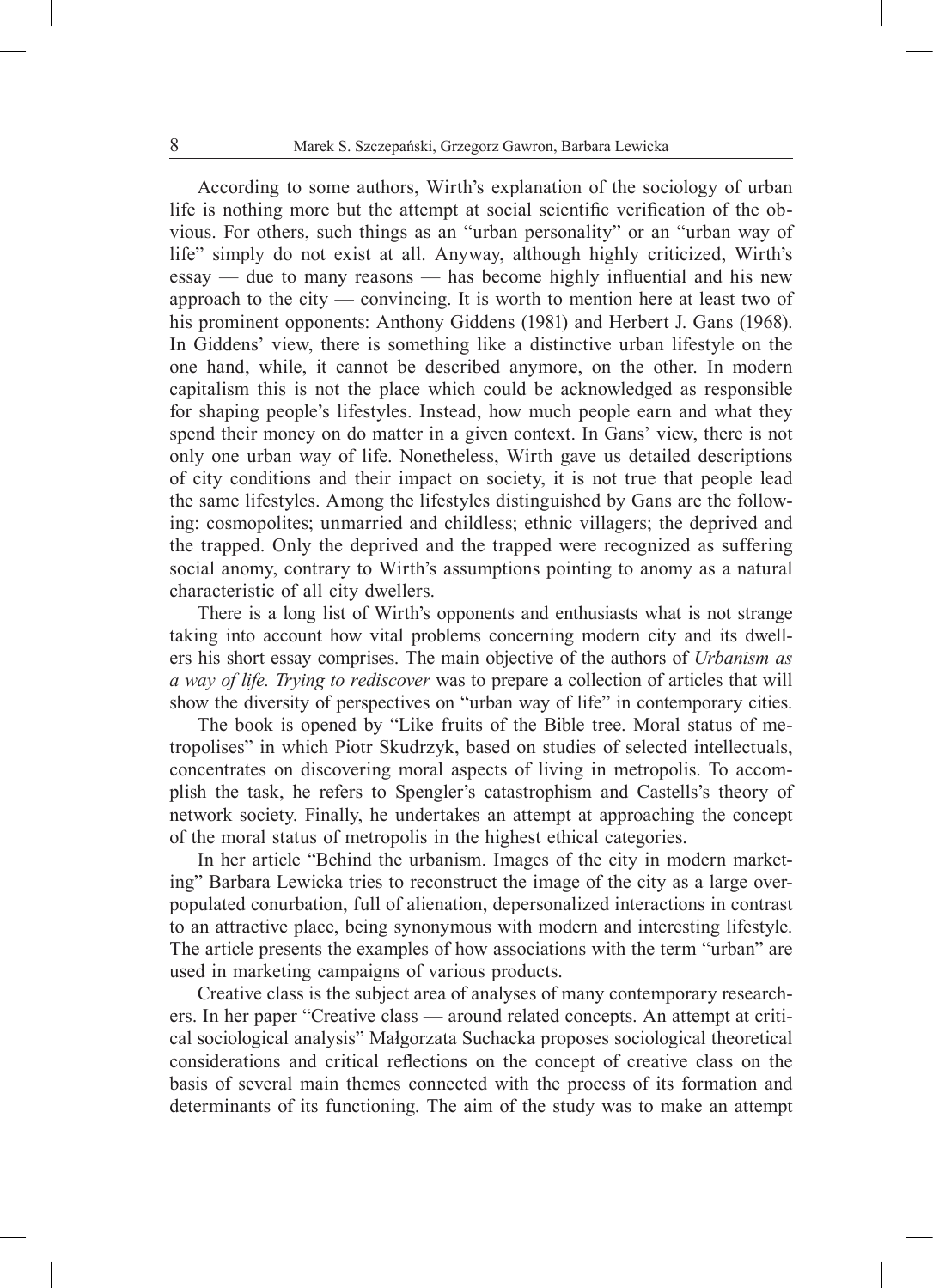According to some authors, Wirth's explanation of the sociology of urban life is nothing more but the attempt at social scientific verification of the obvious. For others, such things as an "urban personality" or an "urban way of life" simply do not exist at all. Anyway, although highly criticized, Wirth's essay — due to many reasons — has become highly influential and his new approach to the city — convincing. It is worth to mention here at least two of his prominent opponents: Anthony Giddens (1981) and Herbert J. Gans (1968). In Giddens' view, there is something like a distinctive urban lifestyle on the one hand, while, it cannot be described anymore, on the other. In modern capitalism this is not the place which could be acknowledged as responsible for shaping people's lifestyles. Instead, how much people earn and what they spend their money on do matter in a given context. In Gans' view, there is not only one urban way of life. Nonetheless, Wirth gave us detailed descriptions of city conditions and their impact on society, it is not true that people lead the same lifestyles. Among the lifestyles distinguished by Gans are the following: cosmopolites; unmarried and childless; ethnic villagers; the deprived and the trapped. Only the deprived and the trapped were recognized as suffering social anomy, contrary to Wirth's assumptions pointing to anomy as a natural characteristic of all city dwellers.

There is a long list of Wirth's opponents and enthusiasts what is not strange taking into account how vital problems concerning modern city and its dwellers his short essay comprises. The main objective of the authors of *Urbanism as a way of life. Trying to rediscover* was to prepare a collection of articles that will show the diversity of perspectives on "urban way of life" in contemporary cities.

The book is opened by "Like fruits of the Bible tree. Moral status of metropolises" in which Piotr Skudrzyk, based on studies of selected intellectuals, concentrates on discovering moral aspects of living in metropolis. To accomplish the task, he refers to Spengler's catastrophism and Castells's theory of network society. Finally, he undertakes an attempt at approaching the concept of the moral status of metropolis in the highest ethical categories.

In her article "Behind the urbanism. Images of the city in modern marketing" Barbara Lewicka tries to reconstruct the image of the city as a large overpopulated conurbation, full of alienation, depersonalized interactions in contrast to an attractive place, being synonymous with modern and interesting lifestyle. The article presents the examples of how associations with the term "urban" are used in marketing campaigns of various products.

Creative class is the subject area of analyses of many contemporary researchers. In her paper "Creative class — around related concepts. An attempt at critical sociological analysis" Małgorzata Suchacka proposes sociological theoretical considerations and critical reflections on the concept of creative class on the basis of several main themes connected with the process of its formation and determinants of its functioning. The aim of the study was to make an attempt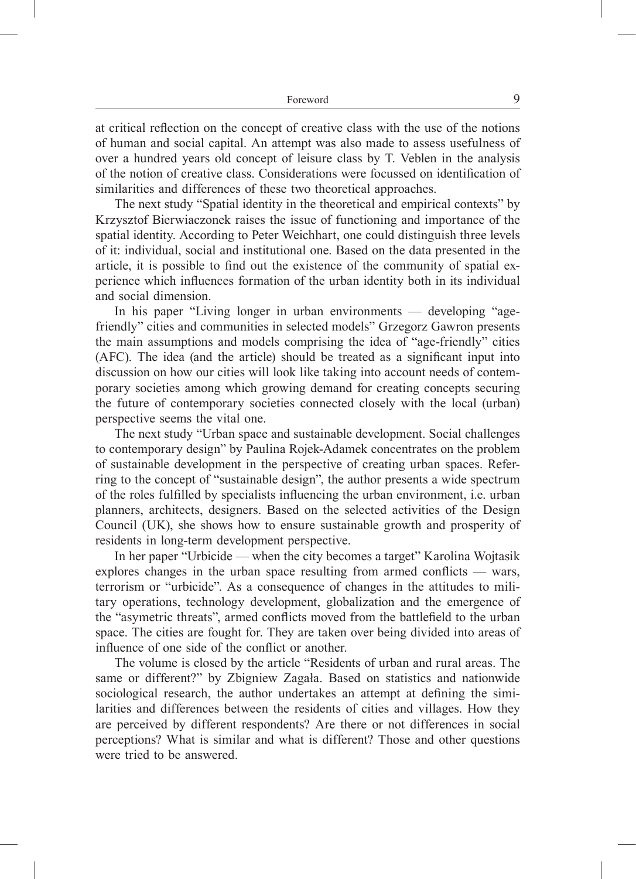at critical reflection on the concept of creative class with the use of the notions of human and social capital. An attempt was also made to assess usefulness of over a hundred years old concept of leisure class by T. Veblen in the analysis of the notion of creative class. Considerations were focussed on identification of similarities and differences of these two theoretical approaches.

The next study "Spatial identity in the theoretical and empirical contexts" by Krzysztof Bierwiaczonek raises the issue of functioning and importance of the spatial identity. According to Peter Weichhart, one could distinguish three levels of it: individual, social and institutional one. Based on the data presented in the article, it is possible to find out the existence of the community of spatial experience which influences formation of the urban identity both in its individual and social dimension.

In his paper "Living longer in urban environments — developing "age-friendly" cities and communities in selected models" Grzegorz Gawron presents the main assumptions and models comprising the idea of "age-friendly" cities (AFC). The idea (and the article) should be treated as a significant input into discussion on how our cities will look like taking into account needs of contemporary societies among which growing demand for creating concepts securing the future of contemporary societies connected closely with the local (urban) perspective seems the vital one.

The next study "Urban space and sustainable development. Social challenges to contemporary design" by Paulina Rojek-Adamek concentrates on the problem of sustainable development in the perspective of creating urban spaces. Referring to the concept of "sustainable design", the author presents a wide spectrum of the roles fulfilled by specialists influencing the urban environment, i.e. urban planners, architects, designers. Based on the selected activities of the Design Council (UK), she shows how to ensure sustainable growth and prosperity of residents in long-term development perspective.

In her paper "Urbicide — when the city becomes a target" Karolina Wojtasik explores changes in the urban space resulting from armed conflicts — wars, terrorism or "urbicide". As a consequence of changes in the attitudes to military operations, technology development, globalization and the emergence of the "asymetric threats", armed conflicts moved from the battlefield to the urban space. The cities are fought for. They are taken over being divided into areas of influence of one side of the conflict or another.

The volume is closed by the article "Residents of urban and rural areas. The same or different?" by Zbigniew Zagała. Based on statistics and nationwide sociological research, the author undertakes an attempt at defining the similarities and differences between the residents of cities and villages. How they are perceived by different respondents? Are there or not differences in social perceptions? What is similar and what is different? Those and other questions were tried to be answered.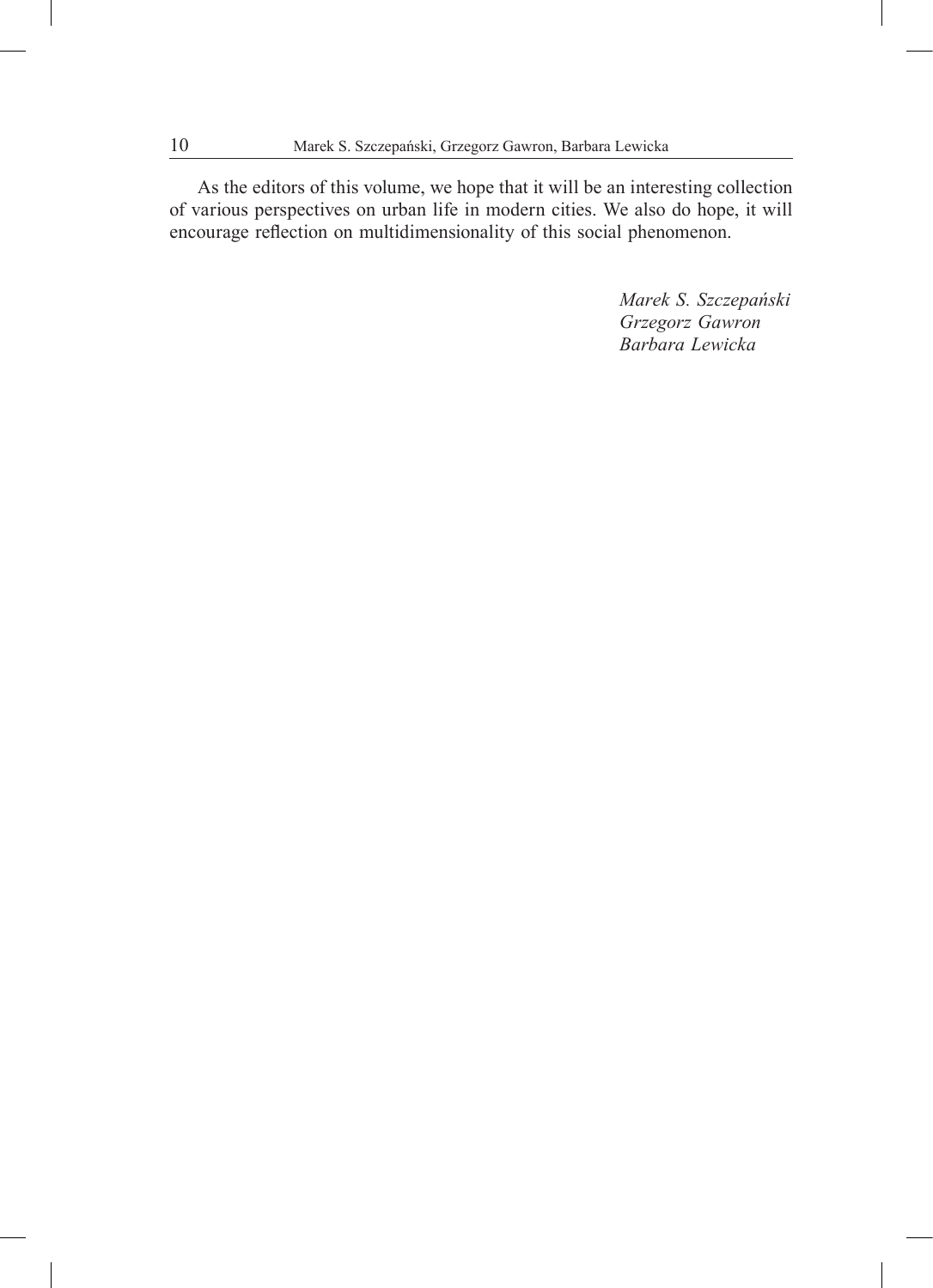As the editors of this volume, we hope that it will be an interesting collection of various perspectives on urban life in modern cities. We also do hope, it will encourage reflection on multidimensionality of this social phenomenon.

*Marek S. Szczepański*
*Grzegorz Gawron*
*Barbara Lewicka*